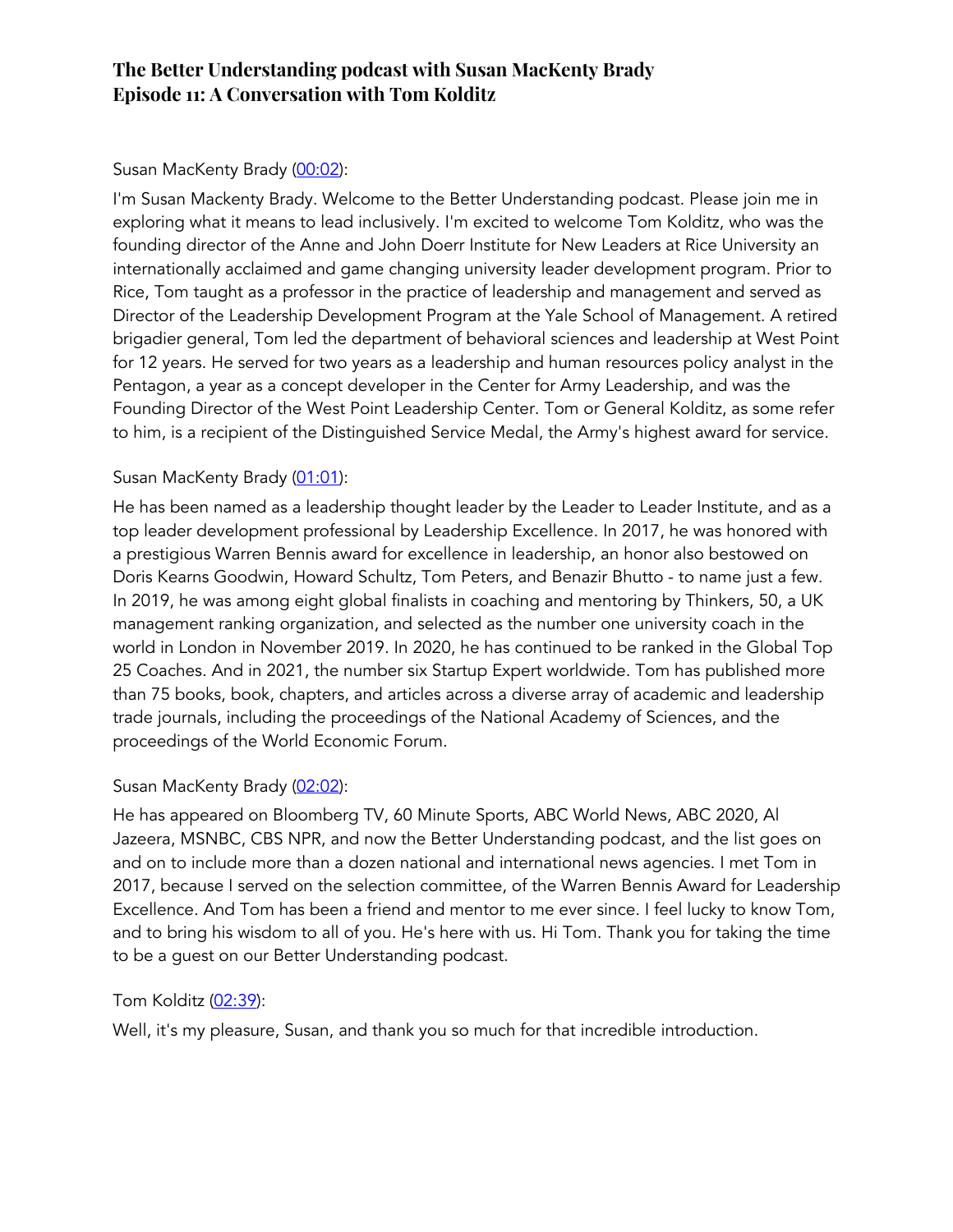# The Better Understanding podcast with Susan MacKenty Brady
# Episode 11: A Conversation with Tom Kolditz

Susan MacKenty Brady ([00:02](00:02)):

I'm Susan Mackenty Brady. Welcome to the Better Understanding podcast. Please join me in exploring what it means to lead inclusively. I'm excited to welcome Tom Kolditz, who was the founding director of the Anne and John Doerr Institute for New Leaders at Rice University an internationally acclaimed and game changing university leader development program. Prior to Rice, Tom taught as a professor in the practice of leadership and management and served as Director of the Leadership Development Program at the Yale School of Management. A retired brigadier general, Tom led the department of behavioral sciences and leadership at West Point for 12 years. He served for two years as a leadership and human resources policy analyst in the Pentagon, a year as a concept developer in the Center for Army Leadership, and was the Founding Director of the West Point Leadership Center. Tom or General Kolditz, as some refer to him, is a recipient of the Distinguished Service Medal, the Army's highest award for service.

Susan MacKenty Brady ([01:01](01:01)):

He has been named as a leadership thought leader by the Leader to Leader Institute, and as a top leader development professional by Leadership Excellence. In 2017, he was honored with a prestigious Warren Bennis award for excellence in leadership, an honor also bestowed on Doris Kearns Goodwin, Howard Schultz, Tom Peters, and Benazir Bhutto - to name just a few. In 2019, he was among eight global finalists in coaching and mentoring by Thinkers, 50, a UK management ranking organization, and selected as the number one university coach in the world in London in November 2019. In 2020, he has continued to be ranked in the Global Top 25 Coaches. And in 2021, the number six Startup Expert worldwide. Tom has published more than 75 books, book, chapters, and articles across a diverse array of academic and leadership trade journals, including the proceedings of the National Academy of Sciences, and the proceedings of the World Economic Forum.

Susan MacKenty Brady ([02:02](02:02)):

He has appeared on Bloomberg TV, 60 Minute Sports, ABC World News, ABC 2020, Al Jazeera, MSNBC, CBS NPR, and now the Better Understanding podcast, and the list goes on and on to include more than a dozen national and international news agencies. I met Tom in 2017, because I served on the selection committee, of the Warren Bennis Award for Leadership Excellence. And Tom has been a friend and mentor to me ever since. I feel lucky to know Tom, and to bring his wisdom to all of you. He's here with us. Hi Tom. Thank you for taking the time to be a guest on our Better Understanding podcast.

Tom Kolditz ([02:39](02:39)):

Well, it's my pleasure, Susan, and thank you so much for that incredible introduction.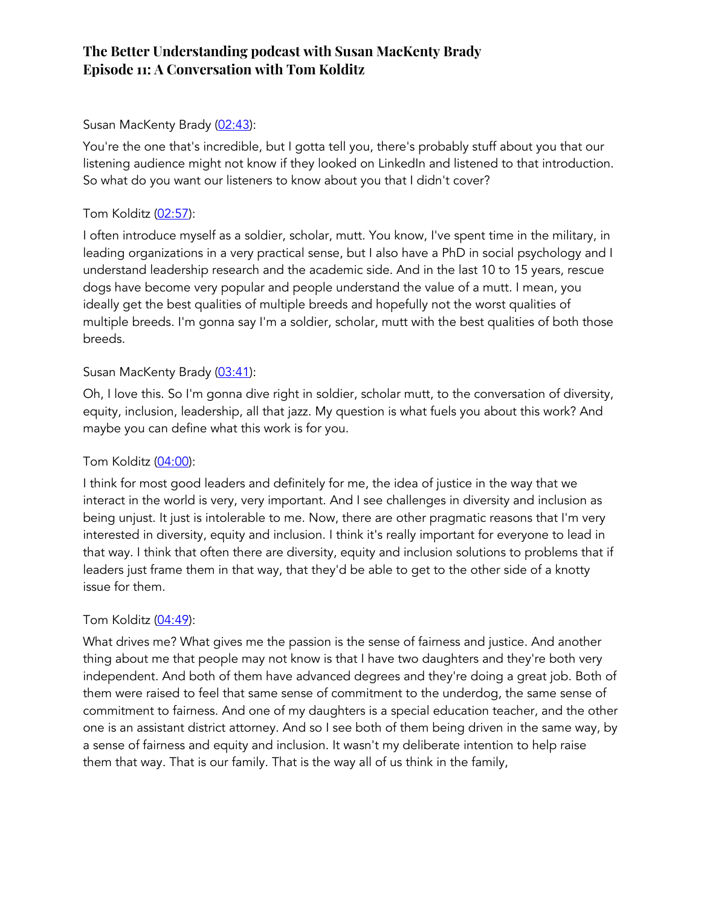Susan MacKenty Brady ([02:43]()):

You're the one that's incredible, but I gotta tell you, there's probably stuff about you that our listening audience might not know if they looked on LinkedIn and listened to that introduction. So what do you want our listeners to know about you that I didn't cover?

Tom Kolditz ([02:57]()):

I often introduce myself as a soldier, scholar, mutt. You know, I've spent time in the military, in leading organizations in a very practical sense, but I also have a PhD in social psychology and I understand leadership research and the academic side. And in the last 10 to 15 years, rescue dogs have become very popular and people understand the value of a mutt. I mean, you ideally get the best qualities of multiple breeds and hopefully not the worst qualities of multiple breeds. I'm gonna say I'm a soldier, scholar, mutt with the best qualities of both those breeds.

Susan MacKenty Brady ([03:41]()):

Oh, I love this. So I'm gonna dive right in soldier, scholar mutt, to the conversation of diversity, equity, inclusion, leadership, all that jazz. My question is what fuels you about this work? And maybe you can define what this work is for you.

Tom Kolditz ([04:00]()):

I think for most good leaders and definitely for me, the idea of justice in the way that we interact in the world is very, very important. And I see challenges in diversity and inclusion as being unjust. It just is intolerable to me. Now, there are other pragmatic reasons that I'm very interested in diversity, equity and inclusion. I think it's really important for everyone to lead in that way. I think that often there are diversity, equity and inclusion solutions to problems that if leaders just frame them in that way, that they'd be able to get to the other side of a knotty issue for them.

Tom Kolditz ([04:49]()):

What drives me? What gives me the passion is the sense of fairness and justice. And another thing about me that people may not know is that I have two daughters and they're both very independent. And both of them have advanced degrees and they're doing a great job. Both of them were raised to feel that same sense of commitment to the underdog, the same sense of commitment to fairness. And one of my daughters is a special education teacher, and the other one is an assistant district attorney. And so I see both of them being driven in the same way, by a sense of fairness and equity and inclusion. It wasn't my deliberate intention to help raise them that way. That is our family. That is the way all of us think in the family,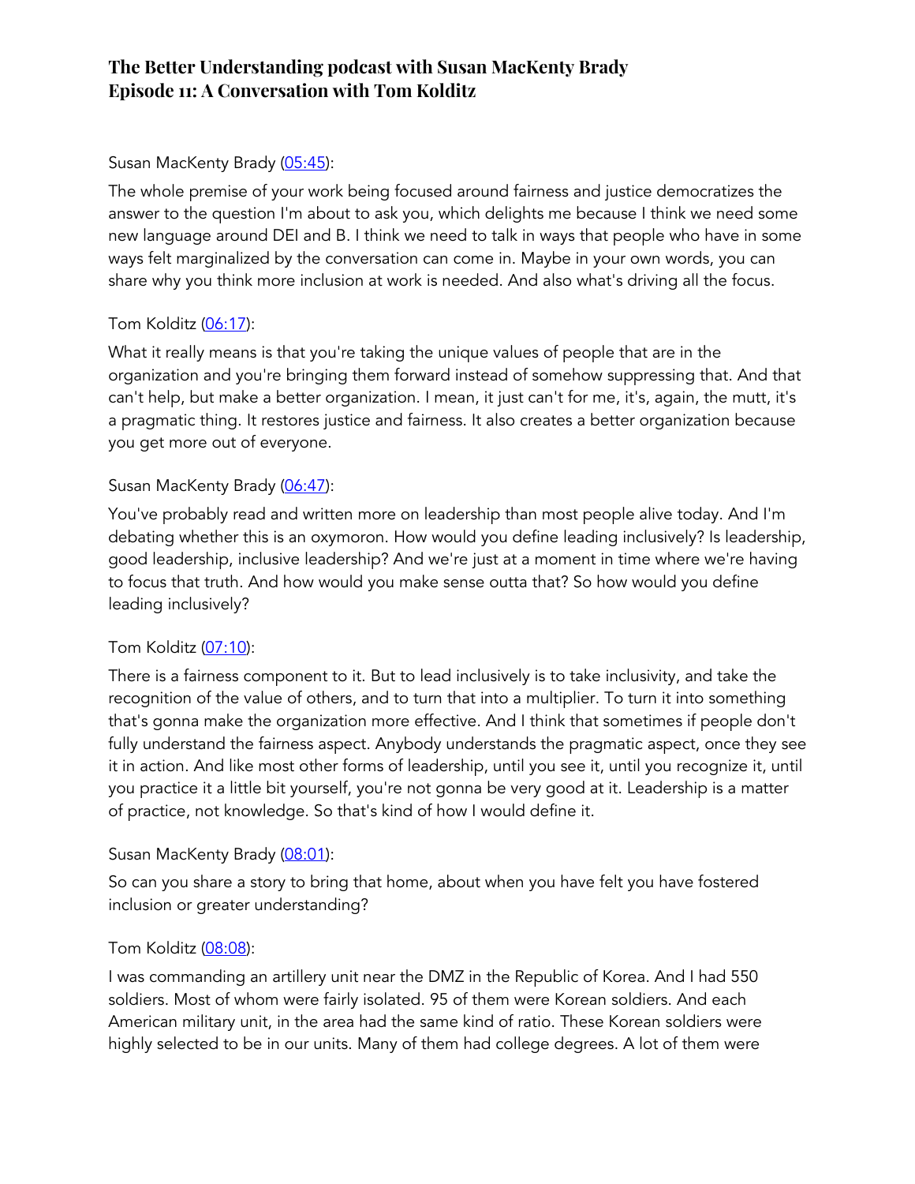Susan MacKenty Brady ([05:45]()):

The whole premise of your work being focused around fairness and justice democratizes the answer to the question I'm about to ask you, which delights me because I think we need some new language around DEI and B. I think we need to talk in ways that people who have in some ways felt marginalized by the conversation can come in. Maybe in your own words, you can share why you think more inclusion at work is needed. And also what's driving all the focus.

Tom Kolditz ([06:17]()):

What it really means is that you're taking the unique values of people that are in the organization and you're bringing them forward instead of somehow suppressing that. And that can't help, but make a better organization. I mean, it just can't for me, it's, again, the mutt, it's a pragmatic thing. It restores justice and fairness. It also creates a better organization because you get more out of everyone.

Susan MacKenty Brady ([06:47]()):

You've probably read and written more on leadership than most people alive today. And I'm debating whether this is an oxymoron. How would you define leading inclusively? Is leadership, good leadership, inclusive leadership? And we're just at a moment in time where we're having to focus that truth. And how would you make sense outta that? So how would you define leading inclusively?

Tom Kolditz ([07:10]()):

There is a fairness component to it. But to lead inclusively is to take inclusivity, and take the recognition of the value of others, and to turn that into a multiplier. To turn it into something that's gonna make the organization more effective. And I think that sometimes if people don't fully understand the fairness aspect. Anybody understands the pragmatic aspect, once they see it in action. And like most other forms of leadership, until you see it, until you recognize it, until you practice it a little bit yourself, you're not gonna be very good at it. Leadership is a matter of practice, not knowledge. So that's kind of how I would define it.

Susan MacKenty Brady ([08:01]()):

So can you share a story to bring that home, about when you have felt you have fostered inclusion or greater understanding?

Tom Kolditz ([08:08]()):

I was commanding an artillery unit near the DMZ in the Republic of Korea. And I had 550 soldiers. Most of whom were fairly isolated. 95 of them were Korean soldiers. And each American military unit, in the area had the same kind of ratio. These Korean soldiers were highly selected to be in our units. Many of them had college degrees. A lot of them were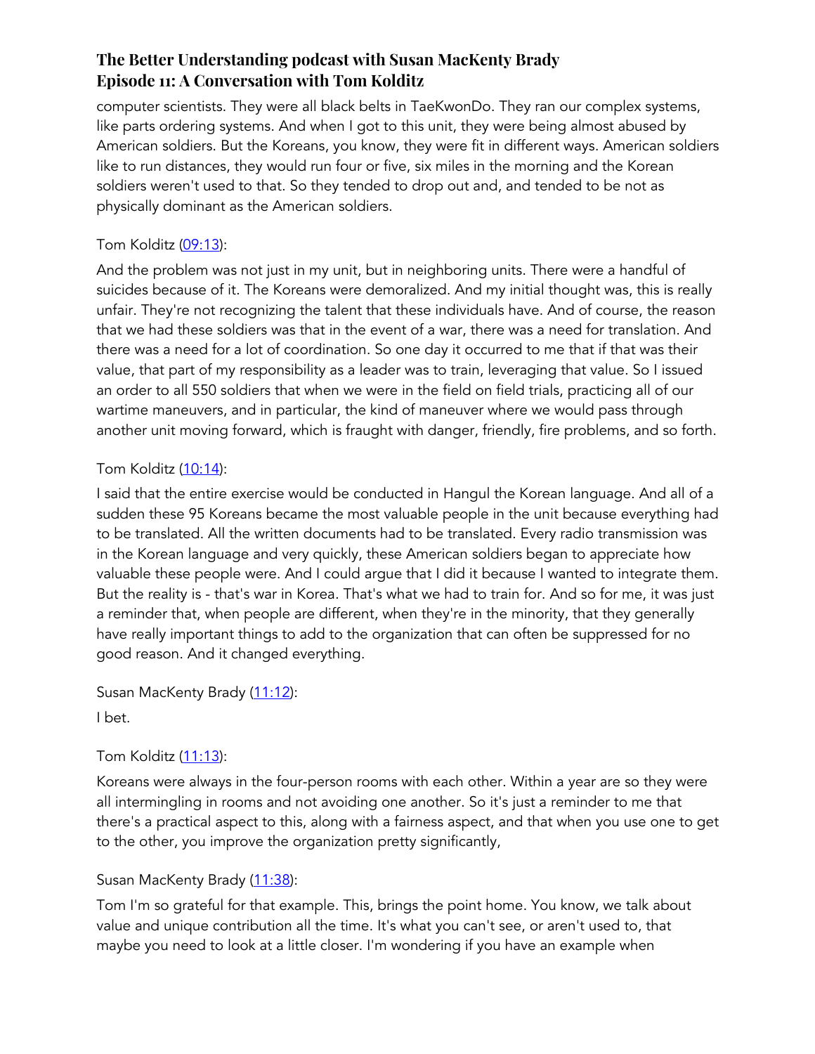computer scientists. They were all black belts in TaeKwonDo. They ran our complex systems, like parts ordering systems. And when I got to this unit, they were being almost abused by American soldiers. But the Koreans, you know, they were fit in different ways. American soldiers like to run distances, they would run four or five, six miles in the morning and the Korean soldiers weren't used to that. So they tended to drop out and, and tended to be not as physically dominant as the American soldiers.

Tom Kolditz (09:13):

And the problem was not just in my unit, but in neighboring units. There were a handful of suicides because of it. The Koreans were demoralized. And my initial thought was, this is really unfair. They're not recognizing the talent that these individuals have. And of course, the reason that we had these soldiers was that in the event of a war, there was a need for translation. And there was a need for a lot of coordination. So one day it occurred to me that if that was their value, that part of my responsibility as a leader was to train, leveraging that value. So I issued an order to all 550 soldiers that when we were in the field on field trials, practicing all of our wartime maneuvers, and in particular, the kind of maneuver where we would pass through another unit moving forward, which is fraught with danger, friendly, fire problems, and so forth.

Tom Kolditz (10:14):

I said that the entire exercise would be conducted in Hangul the Korean language. And all of a sudden these 95 Koreans became the most valuable people in the unit because everything had to be translated. All the written documents had to be translated. Every radio transmission was in the Korean language and very quickly, these American soldiers began to appreciate how valuable these people were. And I could argue that I did it because I wanted to integrate them. But the reality is - that's war in Korea. That's what we had to train for. And so for me, it was just a reminder that, when people are different, when they're in the minority, that they generally have really important things to add to the organization that can often be suppressed for no good reason. And it changed everything.

Susan MacKenty Brady (11:12):

I bet.

Tom Kolditz (11:13):

Koreans were always in the four-person rooms with each other. Within a year are so they were all intermingling in rooms and not avoiding one another. So it's just a reminder to me that there's a practical aspect to this, along with a fairness aspect, and that when you use one to get to the other, you improve the organization pretty significantly,

Susan MacKenty Brady (11:38):

Tom I'm so grateful for that example. This, brings the point home. You know, we talk about value and unique contribution all the time. It's what you can't see, or aren't used to, that maybe you need to look at a little closer. I'm wondering if you have an example when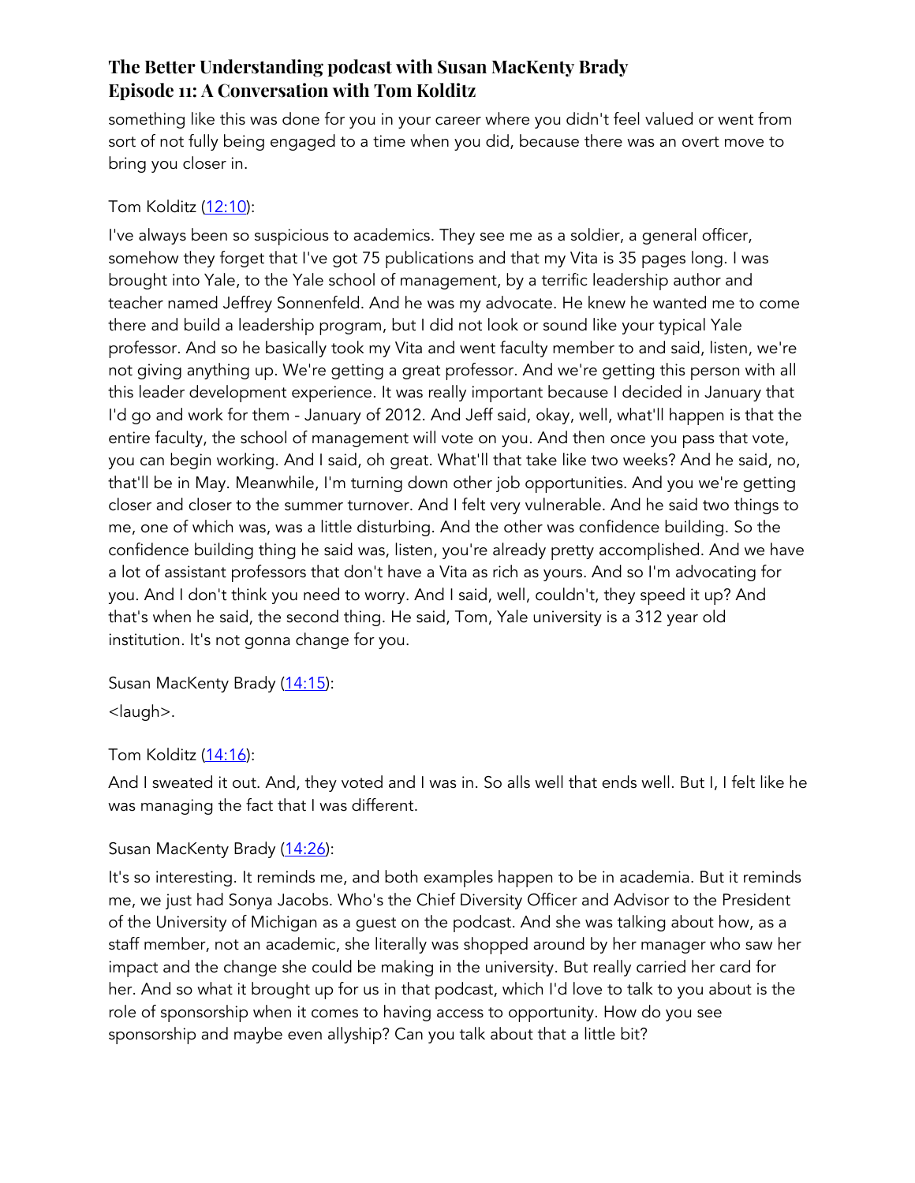something like this was done for you in your career where you didn't feel valued or went from sort of not fully being engaged to a time when you did, because there was an overt move to bring you closer in.

Tom Kolditz ([12:10](#)):

I've always been so suspicious to academics. They see me as a soldier, a general officer, somehow they forget that I've got 75 publications and that my Vita is 35 pages long. I was brought into Yale, to the Yale school of management, by a terrific leadership author and teacher named Jeffrey Sonnenfeld. And he was my advocate. He knew he wanted me to come there and build a leadership program, but I did not look or sound like your typical Yale professor. And so he basically took my Vita and went faculty member to and said, listen, we're not giving anything up. We're getting a great professor. And we're getting this person with all this leader development experience. It was really important because I decided in January that I'd go and work for them - January of 2012. And Jeff said, okay, well, what'll happen is that the entire faculty, the school of management will vote on you. And then once you pass that vote, you can begin working. And I said, oh great. What'll that take like two weeks? And he said, no, that'll be in May. Meanwhile, I'm turning down other job opportunities. And you we're getting closer and closer to the summer turnover. And I felt very vulnerable. And he said two things to me, one of which was, was a little disturbing. And the other was confidence building. So the confidence building thing he said was, listen, you're already pretty accomplished. And we have a lot of assistant professors that don't have a Vita as rich as yours. And so I'm advocating for you. And I don't think you need to worry. And I said, well, couldn't, they speed it up? And that's when he said, the second thing. He said, Tom, Yale university is a 312 year old institution. It's not gonna change for you.

Susan MacKenty Brady ([14:15](#)):

<laugh>.

Tom Kolditz ([14:16](#)):

And I sweated it out. And, they voted and I was in. So alls well that ends well. But I, I felt like he was managing the fact that I was different.

Susan MacKenty Brady ([14:26](#)):

It's so interesting. It reminds me, and both examples happen to be in academia. But it reminds me, we just had Sonya Jacobs. Who's the Chief Diversity Officer and Advisor to the President of the University of Michigan as a guest on the podcast. And she was talking about how, as a staff member, not an academic, she literally was shopped around by her manager who saw her impact and the change she could be making in the university. But really carried her card for her. And so what it brought up for us in that podcast, which I'd love to talk to you about is the role of sponsorship when it comes to having access to opportunity. How do you see sponsorship and maybe even allyship? Can you talk about that a little bit?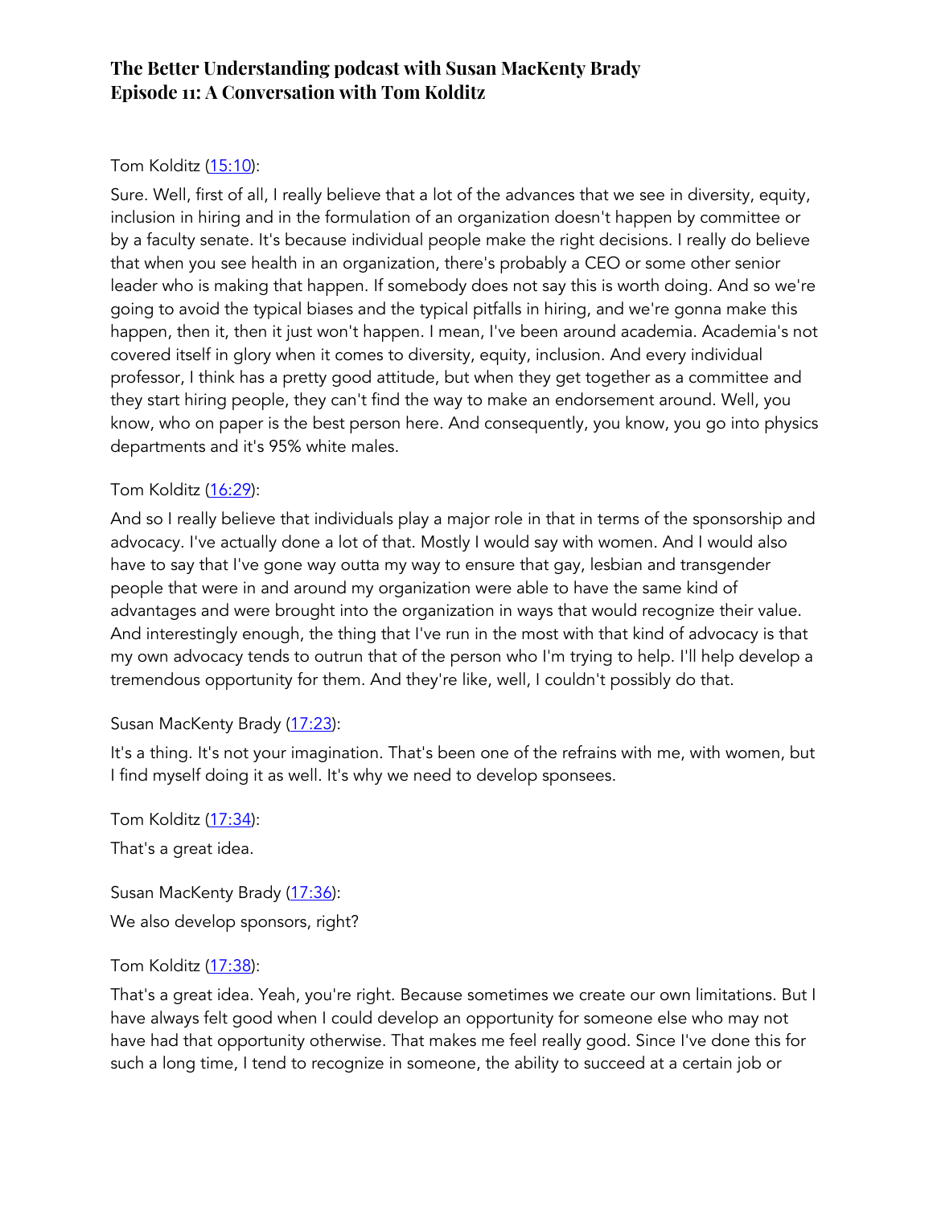Tom Kolditz ([15:10](#)):

Sure. Well, first of all, I really believe that a lot of the advances that we see in diversity, equity, inclusion in hiring and in the formulation of an organization doesn't happen by committee or by a faculty senate. It's because individual people make the right decisions. I really do believe that when you see health in an organization, there's probably a CEO or some other senior leader who is making that happen. If somebody does not say this is worth doing. And so we're going to avoid the typical biases and the typical pitfalls in hiring, and we're gonna make this happen, then it, then it just won't happen. I mean, I've been around academia. Academia's not covered itself in glory when it comes to diversity, equity, inclusion. And every individual professor, I think has a pretty good attitude, but when they get together as a committee and they start hiring people, they can't find the way to make an endorsement around. Well, you know, who on paper is the best person here. And consequently, you know, you go into physics departments and it's 95% white males.

Tom Kolditz ([16:29](#)):

And so I really believe that individuals play a major role in that in terms of the sponsorship and advocacy. I've actually done a lot of that. Mostly I would say with women. And I would also have to say that I've gone way outta my way to ensure that gay, lesbian and transgender people that were in and around my organization were able to have the same kind of advantages and were brought into the organization in ways that would recognize their value. And interestingly enough, the thing that I've run in the most with that kind of advocacy is that my own advocacy tends to outrun that of the person who I'm trying to help. I'll help develop a tremendous opportunity for them. And they're like, well, I couldn't possibly do that.

Susan MacKenty Brady ([17:23](#)):

It's a thing. It's not your imagination. That's been one of the refrains with me, with women, but I find myself doing it as well. It's why we need to develop sponsees.

Tom Kolditz ([17:34](#)):

That's a great idea.

Susan MacKenty Brady ([17:36](#)):

We also develop sponsors, right?

Tom Kolditz ([17:38](#)):

That's a great idea. Yeah, you're right. Because sometimes we create our own limitations. But I have always felt good when I could develop an opportunity for someone else who may not have had that opportunity otherwise. That makes me feel really good. Since I've done this for such a long time, I tend to recognize in someone, the ability to succeed at a certain job or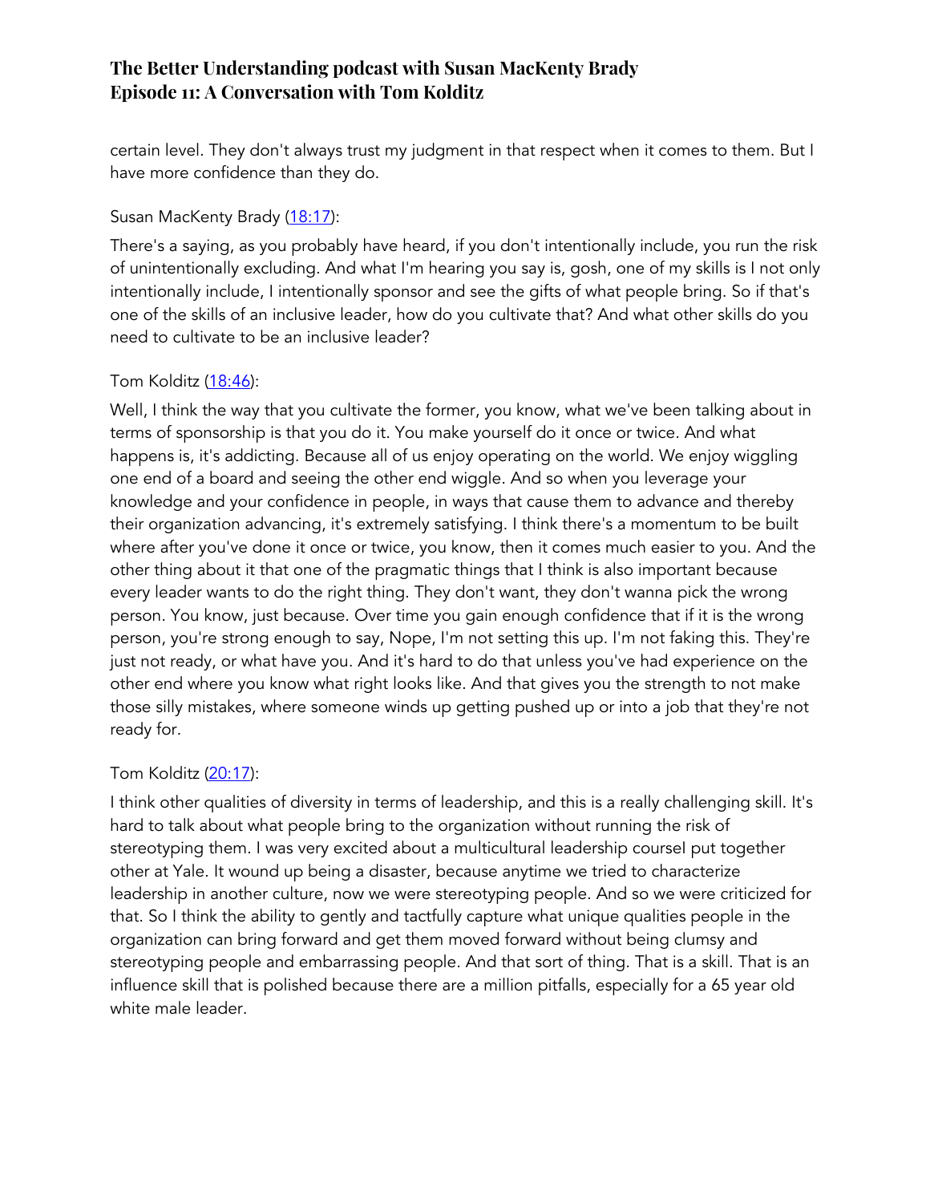certain level. They don't always trust my judgment in that respect when it comes to them. But I have more confidence than they do.

Susan MacKenty Brady ([18:17](#)):

There's a saying, as you probably have heard, if you don't intentionally include, you run the risk of unintentionally excluding. And what I'm hearing you say is, gosh, one of my skills is I not only intentionally include, I intentionally sponsor and see the gifts of what people bring. So if that's one of the skills of an inclusive leader, how do you cultivate that? And what other skills do you need to cultivate to be an inclusive leader?

Tom Kolditz ([18:46](#)):

Well, I think the way that you cultivate the former, you know, what we've been talking about in terms of sponsorship is that you do it. You make yourself do it once or twice. And what happens is, it's addicting. Because all of us enjoy operating on the world. We enjoy wiggling one end of a board and seeing the other end wiggle. And so when you leverage your knowledge and your confidence in people, in ways that cause them to advance and thereby their organization advancing, it's extremely satisfying. I think there's a momentum to be built where after you've done it once or twice, you know, then it comes much easier to you. And the other thing about it that one of the pragmatic things that I think is also important because every leader wants to do the right thing. They don't want, they don't wanna pick the wrong person. You know, just because. Over time you gain enough confidence that if it is the wrong person, you're strong enough to say, Nope, I'm not setting this up. I'm not faking this. They're just not ready, or what have you. And it's hard to do that unless you've had experience on the other end where you know what right looks like. And that gives you the strength to not make those silly mistakes, where someone winds up getting pushed up or into a job that they're not ready for.

Tom Kolditz ([20:17](#)):

I think other qualities of diversity in terms of leadership, and this is a really challenging skill. It's hard to talk about what people bring to the organization without running the risk of stereotyping them. I was very excited about a multicultural leadership courseI put together other at Yale. It wound up being a disaster, because anytime we tried to characterize leadership in another culture, now we were stereotyping people. And so we were criticized for that. So I think the ability to gently and tactfully capture what unique qualities people in the organization can bring forward and get them moved forward without being clumsy and stereotyping people and embarrassing people. And that sort of thing. That is a skill. That is an influence skill that is polished because there are a million pitfalls, especially for a 65 year old white male leader.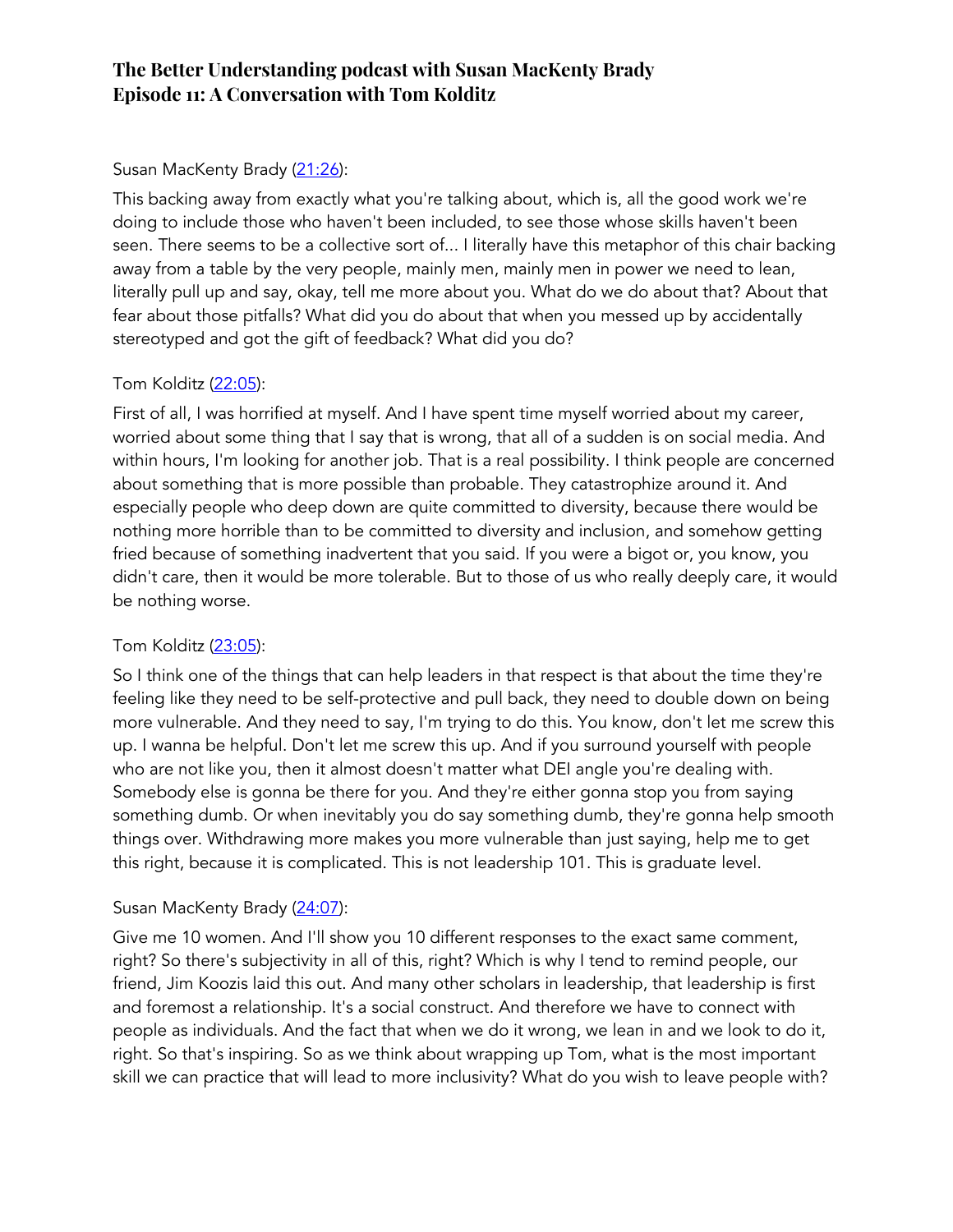Susan MacKenty Brady ([21:26]):

This backing away from exactly what you're talking about, which is, all the good work we're doing to include those who haven't been included, to see those whose skills haven't been seen. There seems to be a collective sort of... I literally have this metaphor of this chair backing away from a table by the very people, mainly men, mainly men in power we need to lean, literally pull up and say, okay, tell me more about you. What do we do about that? About that fear about those pitfalls? What did you do about that when you messed up by accidentally stereotyped and got the gift of feedback? What did you do?

Tom Kolditz ([22:05]):

First of all, I was horrified at myself. And I have spent time myself worried about my career, worried about some thing that I say that is wrong, that all of a sudden is on social media. And within hours, I'm looking for another job. That is a real possibility. I think people are concerned about something that is more possible than probable. They catastrophize around it. And especially people who deep down are quite committed to diversity, because there would be nothing more horrible than to be committed to diversity and inclusion, and somehow getting fried because of something inadvertent that you said. If you were a bigot or, you know, you didn't care, then it would be more tolerable. But to those of us who really deeply care, it would be nothing worse.

Tom Kolditz ([23:05]):

So I think one of the things that can help leaders in that respect is that about the time they're feeling like they need to be self-protective and pull back, they need to double down on being more vulnerable. And they need to say, I'm trying to do this. You know, don't let me screw this up. I wanna be helpful. Don't let me screw this up. And if you surround yourself with people who are not like you, then it almost doesn't matter what DEI angle you're dealing with. Somebody else is gonna be there for you. And they're either gonna stop you from saying something dumb. Or when inevitably you do say something dumb, they're gonna help smooth things over. Withdrawing more makes you more vulnerable than just saying, help me to get this right, because it is complicated. This is not leadership 101. This is graduate level.

Susan MacKenty Brady ([24:07]):

Give me 10 women. And I'll show you 10 different responses to the exact same comment, right? So there's subjectivity in all of this, right? Which is why I tend to remind people, our friend, Jim Koozis laid this out. And many other scholars in leadership, that leadership is first and foremost a relationship. It's a social construct. And therefore we have to connect with people as individuals. And the fact that when we do it wrong, we lean in and we look to do it, right. So that's inspiring. So as we think about wrapping up Tom, what is the most important skill we can practice that will lead to more inclusivity? What do you wish to leave people with?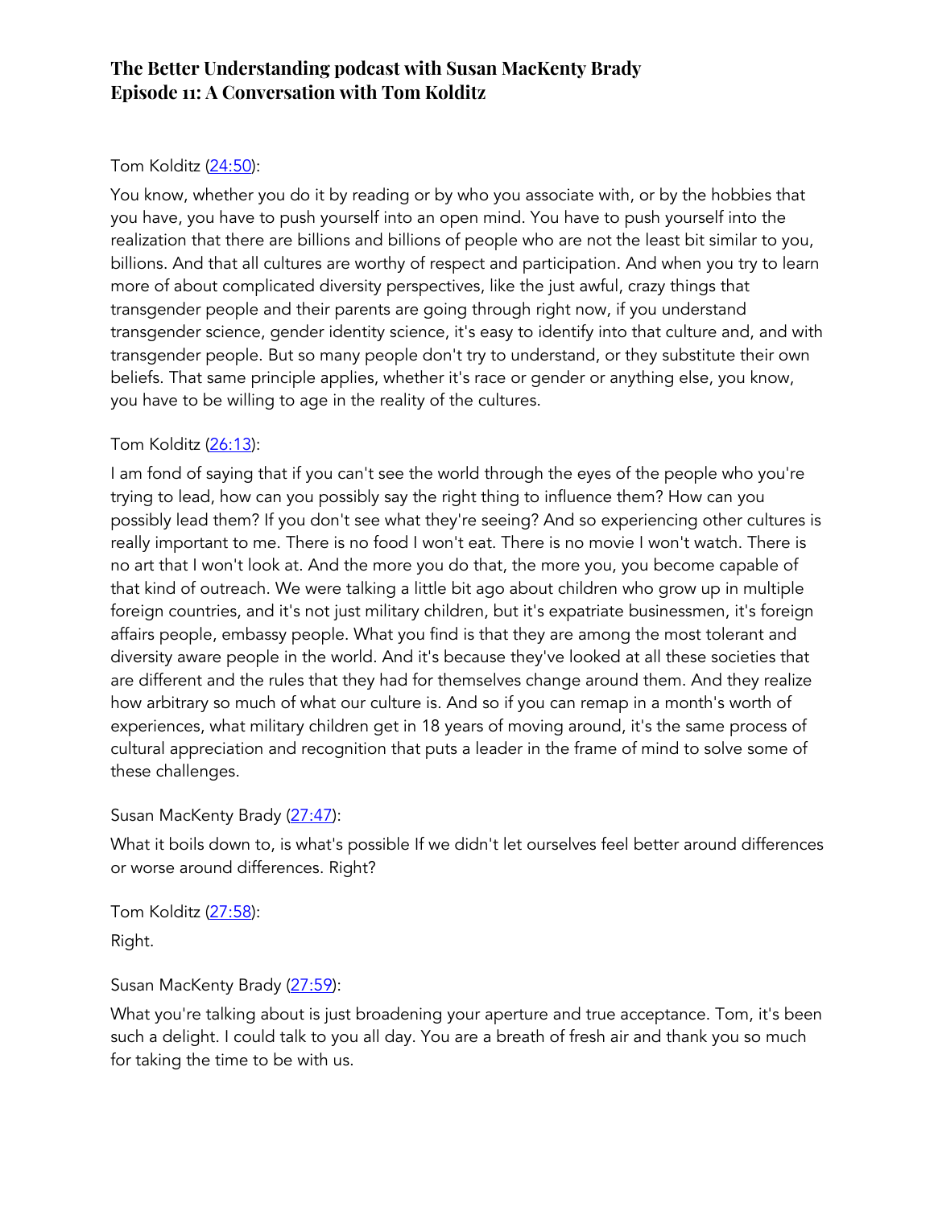Tom Kolditz ([24:50](#)):

You know, whether you do it by reading or by who you associate with, or by the hobbies that you have, you have to push yourself into an open mind. You have to push yourself into the realization that there are billions and billions of people who are not the least bit similar to you, billions. And that all cultures are worthy of respect and participation. And when you try to learn more of about complicated diversity perspectives, like the just awful, crazy things that transgender people and their parents are going through right now, if you understand transgender science, gender identity science, it's easy to identify into that culture and, and with transgender people. But so many people don't try to understand, or they substitute their own beliefs. That same principle applies, whether it's race or gender or anything else, you know, you have to be willing to age in the reality of the cultures.

Tom Kolditz ([26:13](#)):

I am fond of saying that if you can't see the world through the eyes of the people who you're trying to lead, how can you possibly say the right thing to influence them? How can you possibly lead them? If you don't see what they're seeing? And so experiencing other cultures is really important to me. There is no food I won't eat. There is no movie I won't watch. There is no art that I won't look at. And the more you do that, the more you, you become capable of that kind of outreach. We were talking a little bit ago about children who grow up in multiple foreign countries, and it's not just military children, but it's expatriate businessmen, it's foreign affairs people, embassy people. What you find is that they are among the most tolerant and diversity aware people in the world. And it's because they've looked at all these societies that are different and the rules that they had for themselves change around them. And they realize how arbitrary so much of what our culture is. And so if you can remap in a month's worth of experiences, what military children get in 18 years of moving around, it's the same process of cultural appreciation and recognition that puts a leader in the frame of mind to solve some of these challenges.

Susan MacKenty Brady ([27:47](#)):

What it boils down to, is what's possible If we didn't let ourselves feel better around differences or worse around differences. Right?

Tom Kolditz ([27:58](#)):

Right.

Susan MacKenty Brady ([27:59](#)):

What you're talking about is just broadening your aperture and true acceptance. Tom, it's been such a delight. I could talk to you all day. You are a breath of fresh air and thank you so much for taking the time to be with us.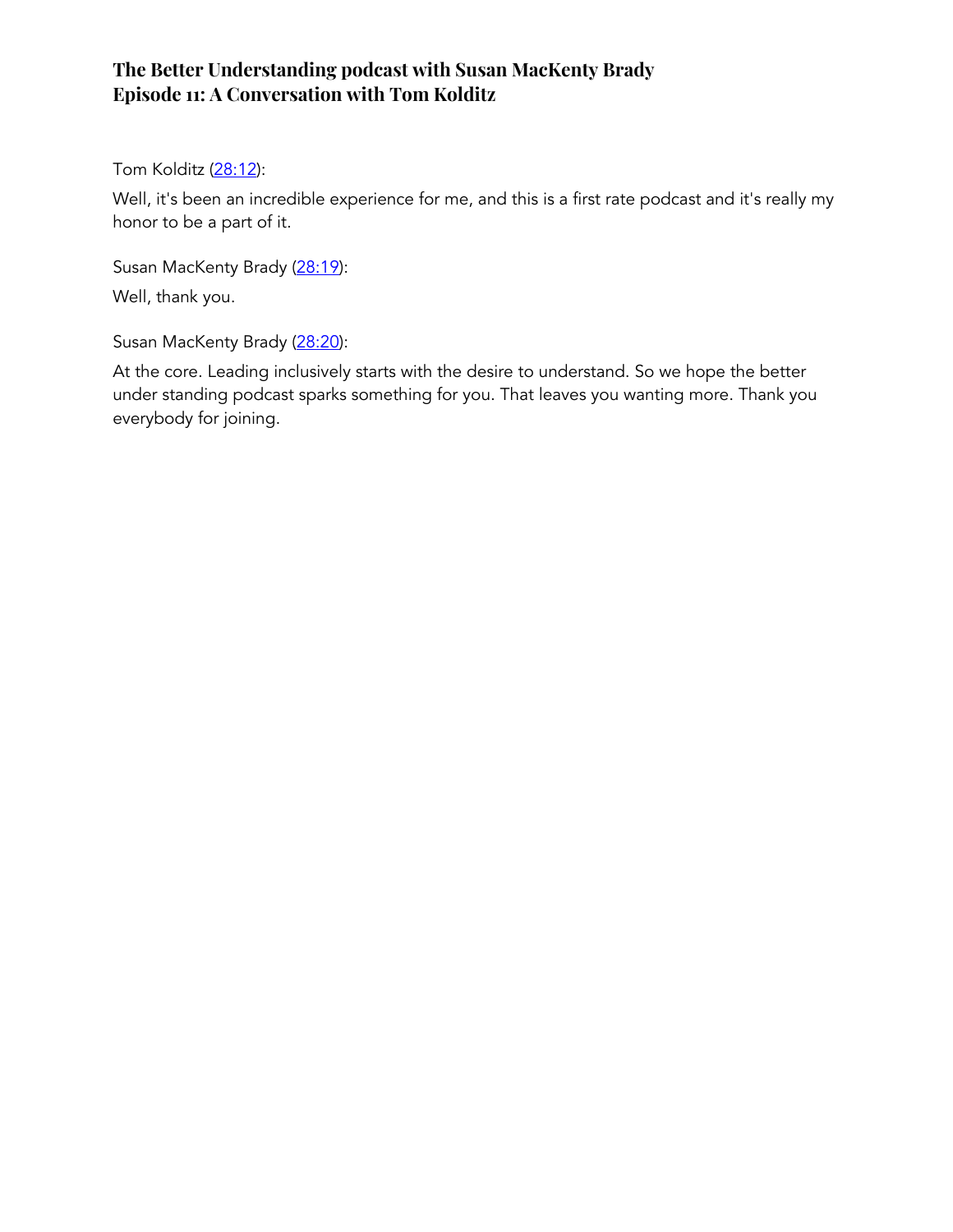**The Better Understanding podcast with Susan MacKenty Brady**
**Episode 11: A Conversation with Tom Kolditz**

Tom Kolditz (28:12):

Well, it's been an incredible experience for me, and this is a first rate podcast and it's really my honor to be a part of it.

Susan MacKenty Brady (28:19):

Well, thank you.

Susan MacKenty Brady (28:20):

At the core. Leading inclusively starts with the desire to understand. So we hope the better under standing podcast sparks something for you. That leaves you wanting more. Thank you everybody for joining.